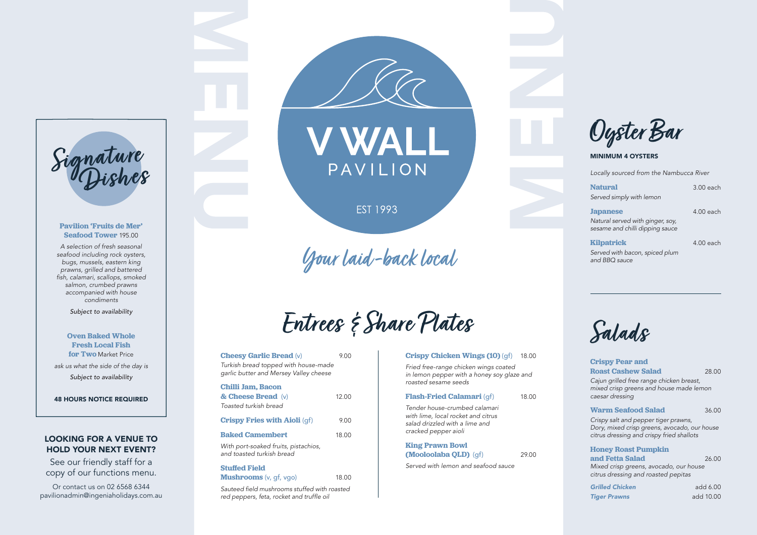# V WALL PAVILION

EST 1993

*Your laid-back local*

## Signature Dishes

**Pavilion 'Fruits de Mer' Seafood Tower** 195.00

*A selection of fresh seasonal seafood including rock oysters, bugs, mussels, eastern king prawns, grilled and battered fish, calamari, scallops, smoked salmon, crumbed prawns accompanied with house condiments*

*Subject to availability*

**Oven Baked Whole Fresh Local Fish for Two** Market Price

*ask us what the side of the day is*

*Subject to availability*

**48 HOURS NOTICE REQUIRED**

**LOOKING FOR A VENUE TO HOLD YOUR NEXT EVENT?**

See our friendly staff for a copy of our functions menu.

Or contact us on 02 6568 6344
pavilionadmin@ingeniaholidays.com.au

## Entrees & Share Plates

**Cheesy Garlic Bread** (v) — 9.00
*Turkish bread topped with house-made garlic butter and Mersey Valley cheese*

**Chilli Jam, Bacon & Cheese Bread** (v) — 12.00
*Toasted turkish bread*

**Crispy Fries with Aioli** (gf) — 9.00

**Baked Camembert** — 18.00
*With port-soaked fruits, pistachios, and toasted turkish bread*

**Stuffed Field Mushrooms** (v, gf, vgo) — 18.00
*Sauteed field mushrooms stuffed with roasted red peppers, feta, rocket and truffle oil*

**Crispy Chicken Wings (10)** (gf) — 18.00
*Fried free-range chicken wings coated in lemon pepper with a honey soy glaze and roasted sesame seeds*

**Flash-Fried Calamari** (gf) — 18.00
*Tender house-crumbed calamari with lime, local rocket and citrus salad drizzled with a lime and cracked pepper aioli*

**King Prawn Bowl (Mooloolaba QLD)** (gf) — 29.00
*Served with lemon and seafood sauce*

## Oyster Bar

**MINIMUM 4 OYSTERS**

*Locally sourced from the Nambucca River*

**Natural** — 3.00 each
*Served simply with lemon*

**Japanese** — 4.00 each
*Natural served with ginger, soy, sesame and chilli dipping sauce*

**Kilpatrick** — 4.00 each
*Served with bacon, spiced plum and BBQ sauce*

## Salads

**Crispy Pear and Roast Cashew Salad** — 28.00
*Cajun grilled free range chicken breast, mixed crisp greens and house made lemon caesar dressing*

**Warm Seafood Salad** — 36.00
*Crispy salt and pepper tiger prawns, Dory, mixed crisp greens, avocado, our house citrus dressing and crispy fried shallots*

**Honey Roast Pumpkin and Fetta Salad** — 26.00
*Mixed crisp greens, avocado, our house citrus dressing and roasted pepitas*

***Grilled Chicken*** — add 6.00
***Tiger Prawns*** — add 10.00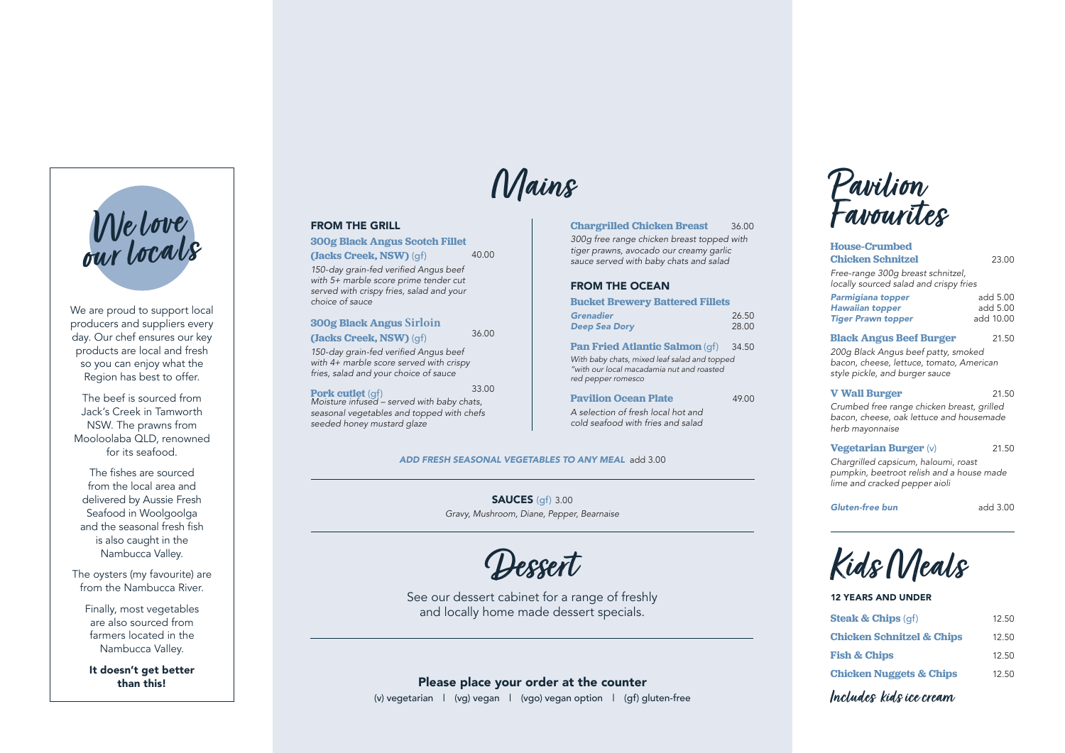# We love our locals

We are proud to support local producers and suppliers every day. Our chef ensures our key products are local and fresh so you can enjoy what the Region has best to offer.

The beef is sourced from Jack's Creek in Tamworth NSW. The prawns from Mooloolaba QLD, renowned for its seafood.

The fishes are sourced from the local area and delivered by Aussie Fresh Seafood in Woolgoolga and the seasonal fresh fish is also caught in the Nambucca Valley.

The oysters (my favourite) are from the Nambucca River.

Finally, most vegetables are also sourced from farmers located in the Nambucca Valley.

**It doesn't get better than this!**

# Mains

## FROM THE GRILL

**300g Black Angus Scotch Fillet (Jacks Creek, NSW)** (gf) — 40.00

*150-day grain-fed verified Angus beef with 5+ marble score prime tender cut served with crispy fries, salad and your choice of sauce*

**300g Black Angus Sirloin (Jacks Creek, NSW)** (gf) — 36.00

*150-day grain-fed verified Angus beef with 4+ marble score served with crispy fries, salad and your choice of sauce*

**Pork cutlet** (gf) — 33.00

*Moisture infused – served with baby chats, seasonal vegetables and topped with chefs seeded honey mustard glaze*

**Chargrilled Chicken Breast** — 36.00

*300g free range chicken breast topped with tiger prawns, avocado our creamy garlic sauce served with baby chats and salad*

## FROM THE OCEAN

**Bucket Brewery Battered Fillets**

***Grenadier*** — 26.50

***Deep Sea Dory*** — 28.00

**Pan Fried Atlantic Salmon** (gf) — 34.50

*With baby chats, mixed leaf salad and topped "with our local macadamia nut and roasted red pepper romesco*

**Pavilion Ocean Plate** — 49.00

*A selection of fresh local hot and cold seafood with fries and salad*

***ADD FRESH SEASONAL VEGETABLES TO ANY MEAL*** add 3.00

**SAUCES** (gf) 3.00

*Gravy, Mushroom, Diane, Pepper, Bearnaise*

# Dessert

See our dessert cabinet for a range of freshly and locally home made dessert specials.

**Please place your order at the counter**

(v) vegetarian | (vg) vegan | (vgo) vegan option | (gf) gluten-free

# Pavilion Favourites

**House-Crumbed Chicken Schnitzel** — 23.00

*Free-range 300g breast schnitzel, locally sourced salad and crispy fries*

***Parmigiana topper*** — add 5.00

***Hawaiian topper*** — add 5.00

***Tiger Prawn topper*** — add 10.00

**Black Angus Beef Burger** — 21.50

*200g Black Angus beef patty, smoked bacon, cheese, lettuce, tomato, American style pickle, and burger sauce*

**V Wall Burger** — 21.50

*Crumbed free range chicken breast, grilled bacon, cheese, oak lettuce and housemade herb mayonnaise*

**Vegetarian Burger** (v) — 21.50

*Chargrilled capsicum, haloumi, roast pumpkin, beetroot relish and a house made lime and cracked pepper aioli*

***Gluten-free bun*** — add 3.00

# Kids Meals

**12 YEARS AND UNDER**

**Steak & Chips** (gf) — 12.50

**Chicken Schnitzel & Chips** — 12.50

**Fish & Chips** — 12.50

**Chicken Nuggets & Chips** — 12.50

*Includes kids ice cream*